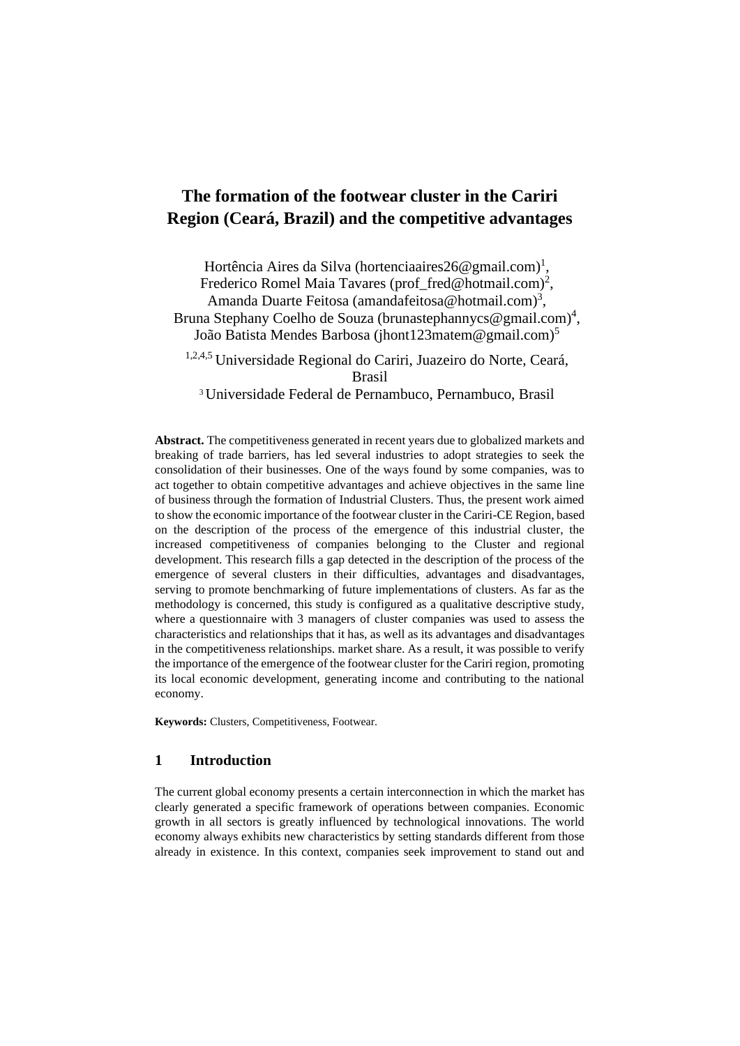# The formation of the footwear cluster in the Cariri Region (Ceará, Brazil) and the competitive advantages

Hortência Aires da Silva (hortenciaaires26@gmail.com)[1], Frederico Romel Maia Tavares (prof_fred@hotmail.com)[2], Amanda Duarte Feitosa (amandafeitosa@hotmail.com)[3], Bruna Stephany Coelho de Souza (brunastephannycs@gmail.com)[4], João Batista Mendes Barbosa (jhont123matem@gmail.com)[5]

[1,2,4,5] Universidade Regional do Cariri, Juazeiro do Norte, Ceará, Brasil

[3] Universidade Federal de Pernambuco, Pernambuco, Brasil

**Abstract.** The competitiveness generated in recent years due to globalized markets and breaking of trade barriers, has led several industries to adopt strategies to seek the consolidation of their businesses. One of the ways found by some companies, was to act together to obtain competitive advantages and achieve objectives in the same line of business through the formation of Industrial Clusters. Thus, the present work aimed to show the economic importance of the footwear cluster in the Cariri-CE Region, based on the description of the process of the emergence of this industrial cluster, the increased competitiveness of companies belonging to the Cluster and regional development. This research fills a gap detected in the description of the process of the emergence of several clusters in their difficulties, advantages and disadvantages, serving to promote benchmarking of future implementations of clusters. As far as the methodology is concerned, this study is configured as a qualitative descriptive study, where a questionnaire with 3 managers of cluster companies was used to assess the characteristics and relationships that it has, as well as its advantages and disadvantages in the competitiveness relationships. market share. As a result, it was possible to verify the importance of the emergence of the footwear cluster for the Cariri region, promoting its local economic development, generating income and contributing to the national economy.

**Keywords:** Clusters, Competitiveness, Footwear.

## 1 Introduction

The current global economy presents a certain interconnection in which the market has clearly generated a specific framework of operations between companies. Economic growth in all sectors is greatly influenced by technological innovations. The world economy always exhibits new characteristics by setting standards different from those already in existence. In this context, companies seek improvement to stand out and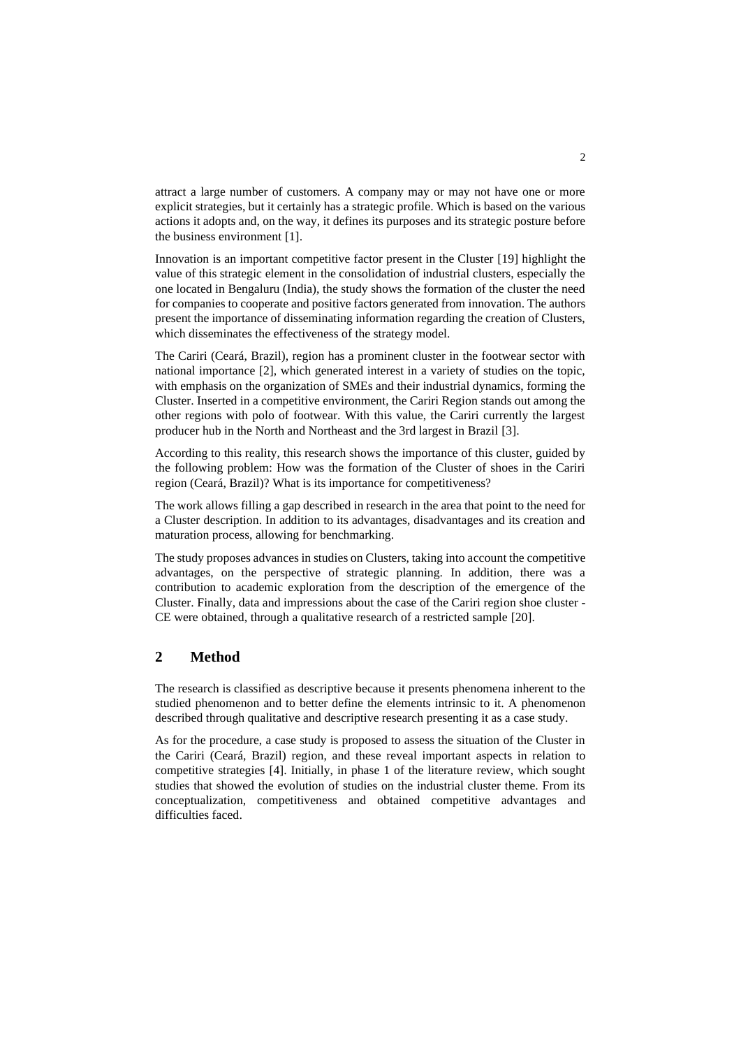attract a large number of customers. A company may or may not have one or more explicit strategies, but it certainly has a strategic profile. Which is based on the various actions it adopts and, on the way, it defines its purposes and its strategic posture before the business environment [1].

Innovation is an important competitive factor present in the Cluster [19] highlight the value of this strategic element in the consolidation of industrial clusters, especially the one located in Bengaluru (India), the study shows the formation of the cluster the need for companies to cooperate and positive factors generated from innovation. The authors present the importance of disseminating information regarding the creation of Clusters, which disseminates the effectiveness of the strategy model.

The Cariri (Ceará, Brazil), region has a prominent cluster in the footwear sector with national importance [2], which generated interest in a variety of studies on the topic, with emphasis on the organization of SMEs and their industrial dynamics, forming the Cluster. Inserted in a competitive environment, the Cariri Region stands out among the other regions with polo of footwear. With this value, the Cariri currently the largest producer hub in the North and Northeast and the 3rd largest in Brazil [3].

According to this reality, this research shows the importance of this cluster, guided by the following problem: How was the formation of the Cluster of shoes in the Cariri region (Ceará, Brazil)? What is its importance for competitiveness?

The work allows filling a gap described in research in the area that point to the need for a Cluster description. In addition to its advantages, disadvantages and its creation and maturation process, allowing for benchmarking.

The study proposes advances in studies on Clusters, taking into account the competitive advantages, on the perspective of strategic planning. In addition, there was a contribution to academic exploration from the description of the emergence of the Cluster. Finally, data and impressions about the case of the Cariri region shoe cluster - CE were obtained, through a qualitative research of a restricted sample [20].

## 2 Method

The research is classified as descriptive because it presents phenomena inherent to the studied phenomenon and to better define the elements intrinsic to it. A phenomenon described through qualitative and descriptive research presenting it as a case study.

As for the procedure, a case study is proposed to assess the situation of the Cluster in the Cariri (Ceará, Brazil) region, and these reveal important aspects in relation to competitive strategies [4]. Initially, in phase 1 of the literature review, which sought studies that showed the evolution of studies on the industrial cluster theme. From its conceptualization, competitiveness and obtained competitive advantages and difficulties faced.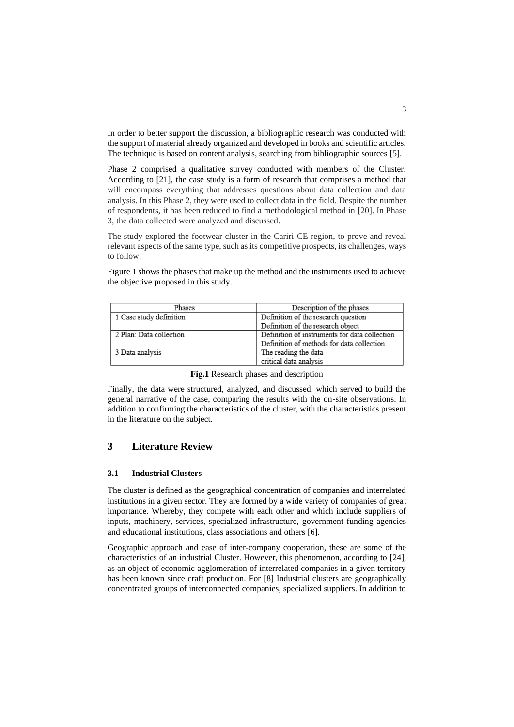In order to better support the discussion, a bibliographic research was conducted with the support of material already organized and developed in books and scientific articles. The technique is based on content analysis, searching from bibliographic sources [5].

Phase 2 comprised a qualitative survey conducted with members of the Cluster. According to [21], the case study is a form of research that comprises a method that will encompass everything that addresses questions about data collection and data analysis. In this Phase 2, they were used to collect data in the field. Despite the number of respondents, it has been reduced to find a methodological method in [20]. In Phase 3, the data collected were analyzed and discussed.

The study explored the footwear cluster in the Cariri-CE region, to prove and reveal relevant aspects of the same type, such as its competitive prospects, its challenges, ways to follow.

Figure 1 shows the phases that make up the method and the instruments used to achieve the objective proposed in this study.

| Phases | Description of the phases |
| --- | --- |
| 1 Case study definition | Definition of the research question<br>Definition of the research object |
| 2 Plan: Data collection | Definition of instruments for data collection<br>Definition of methods for data collection |
| 3 Data analysis | The reading the data<br>critical data analysis |

**Fig.1** Research phases and description

Finally, the data were structured, analyzed, and discussed, which served to build the general narrative of the case, comparing the results with the on-site observations. In addition to confirming the characteristics of the cluster, with the characteristics present in the literature on the subject.

## 3 Literature Review

### 3.1 Industrial Clusters

The cluster is defined as the geographical concentration of companies and interrelated institutions in a given sector. They are formed by a wide variety of companies of great importance. Whereby, they compete with each other and which include suppliers of inputs, machinery, services, specialized infrastructure, government funding agencies and educational institutions, class associations and others [6].

Geographic approach and ease of inter-company cooperation, these are some of the characteristics of an industrial Cluster. However, this phenomenon, according to [24], as an object of economic agglomeration of interrelated companies in a given territory has been known since craft production. For [8] Industrial clusters are geographically concentrated groups of interconnected companies, specialized suppliers. In addition to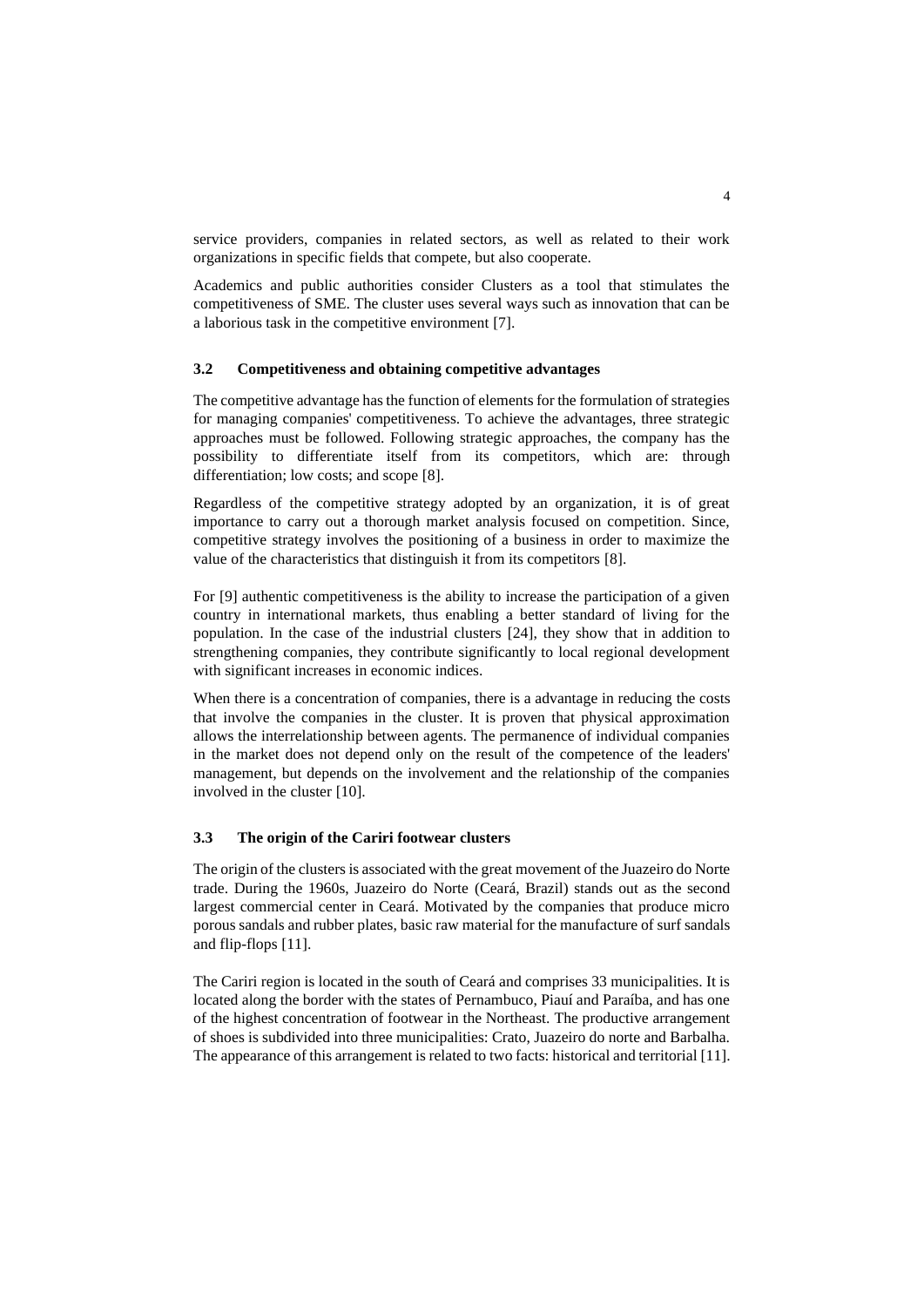service providers, companies in related sectors, as well as related to their work organizations in specific fields that compete, but also cooperate.

Academics and public authorities consider Clusters as a tool that stimulates the competitiveness of SME. The cluster uses several ways such as innovation that can be a laborious task in the competitive environment [7].

### 3.2 Competitiveness and obtaining competitive advantages

The competitive advantage has the function of elements for the formulation of strategies for managing companies' competitiveness. To achieve the advantages, three strategic approaches must be followed. Following strategic approaches, the company has the possibility to differentiate itself from its competitors, which are: through differentiation; low costs; and scope [8].

Regardless of the competitive strategy adopted by an organization, it is of great importance to carry out a thorough market analysis focused on competition. Since, competitive strategy involves the positioning of a business in order to maximize the value of the characteristics that distinguish it from its competitors [8].

For [9] authentic competitiveness is the ability to increase the participation of a given country in international markets, thus enabling a better standard of living for the population. In the case of the industrial clusters [24], they show that in addition to strengthening companies, they contribute significantly to local regional development with significant increases in economic indices.

When there is a concentration of companies, there is a advantage in reducing the costs that involve the companies in the cluster. It is proven that physical approximation allows the interrelationship between agents. The permanence of individual companies in the market does not depend only on the result of the competence of the leaders' management, but depends on the involvement and the relationship of the companies involved in the cluster [10].

### 3.3 The origin of the Cariri footwear clusters

The origin of the clusters is associated with the great movement of the Juazeiro do Norte trade. During the 1960s, Juazeiro do Norte (Ceará, Brazil) stands out as the second largest commercial center in Ceará. Motivated by the companies that produce micro porous sandals and rubber plates, basic raw material for the manufacture of surf sandals and flip-flops [11].

The Cariri region is located in the south of Ceará and comprises 33 municipalities. It is located along the border with the states of Pernambuco, Piauí and Paraíba, and has one of the highest concentration of footwear in the Northeast. The productive arrangement of shoes is subdivided into three municipalities: Crato, Juazeiro do norte and Barbalha. The appearance of this arrangement is related to two facts: historical and territorial [11].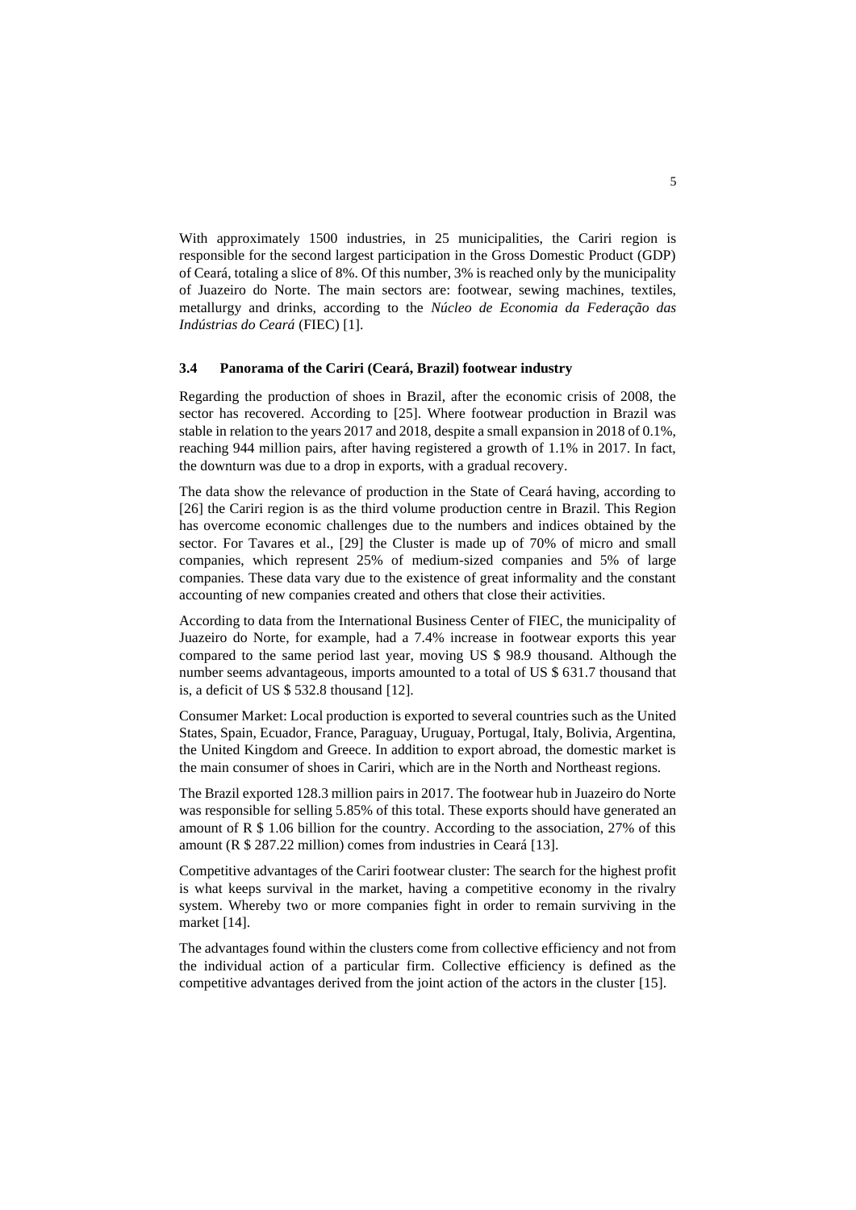With approximately 1500 industries, in 25 municipalities, the Cariri region is responsible for the second largest participation in the Gross Domestic Product (GDP) of Ceará, totaling a slice of 8%. Of this number, 3% is reached only by the municipality of Juazeiro do Norte. The main sectors are: footwear, sewing machines, textiles, metallurgy and drinks, according to the *Núcleo de Economia da Federação das Indústrias do Ceará* (FIEC) [1].

### 3.4 Panorama of the Cariri (Ceará, Brazil) footwear industry

Regarding the production of shoes in Brazil, after the economic crisis of 2008, the sector has recovered. According to [25]. Where footwear production in Brazil was stable in relation to the years 2017 and 2018, despite a small expansion in 2018 of 0.1%, reaching 944 million pairs, after having registered a growth of 1.1% in 2017. In fact, the downturn was due to a drop in exports, with a gradual recovery.

The data show the relevance of production in the State of Ceará having, according to [26] the Cariri region is as the third volume production centre in Brazil. This Region has overcome economic challenges due to the numbers and indices obtained by the sector. For Tavares et al., [29] the Cluster is made up of 70% of micro and small companies, which represent 25% of medium-sized companies and 5% of large companies. These data vary due to the existence of great informality and the constant accounting of new companies created and others that close their activities.

According to data from the International Business Center of FIEC, the municipality of Juazeiro do Norte, for example, had a 7.4% increase in footwear exports this year compared to the same period last year, moving US $ 98.9 thousand. Although the number seems advantageous, imports amounted to a total of US $ 631.7 thousand that is, a deficit of US $ 532.8 thousand [12].

Consumer Market: Local production is exported to several countries such as the United States, Spain, Ecuador, France, Paraguay, Uruguay, Portugal, Italy, Bolivia, Argentina, the United Kingdom and Greece. In addition to export abroad, the domestic market is the main consumer of shoes in Cariri, which are in the North and Northeast regions.

The Brazil exported 128.3 million pairs in 2017. The footwear hub in Juazeiro do Norte was responsible for selling 5.85% of this total. These exports should have generated an amount of R $ 1.06 billion for the country. According to the association, 27% of this amount (R $ 287.22 million) comes from industries in Ceará [13].

Competitive advantages of the Cariri footwear cluster: The search for the highest profit is what keeps survival in the market, having a competitive economy in the rivalry system. Whereby two or more companies fight in order to remain surviving in the market [14].

The advantages found within the clusters come from collective efficiency and not from the individual action of a particular firm. Collective efficiency is defined as the competitive advantages derived from the joint action of the actors in the cluster [15].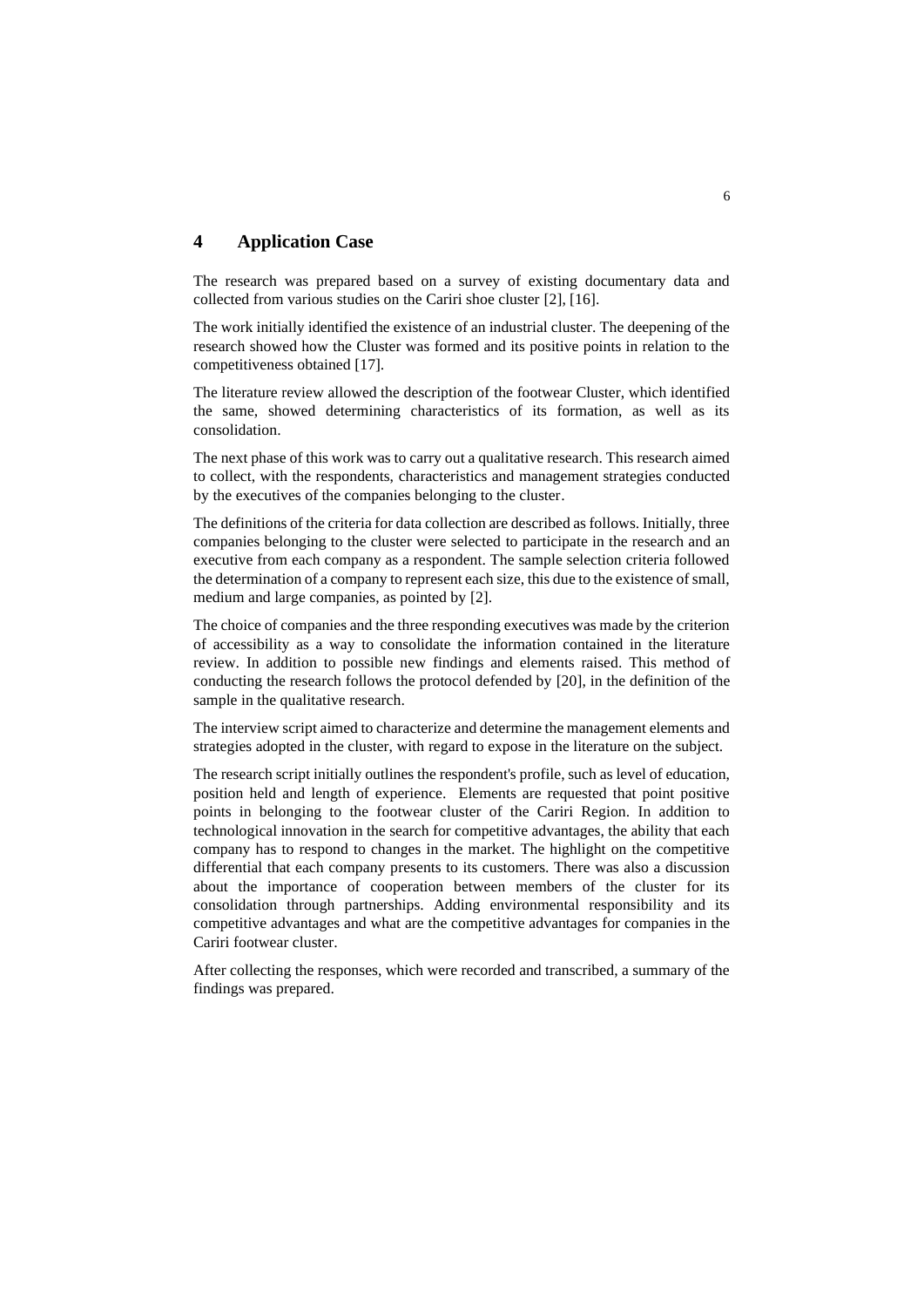## 4 Application Case

The research was prepared based on a survey of existing documentary data and collected from various studies on the Cariri shoe cluster [2], [16].

The work initially identified the existence of an industrial cluster. The deepening of the research showed how the Cluster was formed and its positive points in relation to the competitiveness obtained [17].

The literature review allowed the description of the footwear Cluster, which identified the same, showed determining characteristics of its formation, as well as its consolidation.

The next phase of this work was to carry out a qualitative research. This research aimed to collect, with the respondents, characteristics and management strategies conducted by the executives of the companies belonging to the cluster.

The definitions of the criteria for data collection are described as follows. Initially, three companies belonging to the cluster were selected to participate in the research and an executive from each company as a respondent. The sample selection criteria followed the determination of a company to represent each size, this due to the existence of small, medium and large companies, as pointed by [2].

The choice of companies and the three responding executives was made by the criterion of accessibility as a way to consolidate the information contained in the literature review. In addition to possible new findings and elements raised. This method of conducting the research follows the protocol defended by [20], in the definition of the sample in the qualitative research.

The interview script aimed to characterize and determine the management elements and strategies adopted in the cluster, with regard to expose in the literature on the subject.

The research script initially outlines the respondent's profile, such as level of education, position held and length of experience. Elements are requested that point positive points in belonging to the footwear cluster of the Cariri Region. In addition to technological innovation in the search for competitive advantages, the ability that each company has to respond to changes in the market. The highlight on the competitive differential that each company presents to its customers. There was also a discussion about the importance of cooperation between members of the cluster for its consolidation through partnerships. Adding environmental responsibility and its competitive advantages and what are the competitive advantages for companies in the Cariri footwear cluster.

After collecting the responses, which were recorded and transcribed, a summary of the findings was prepared.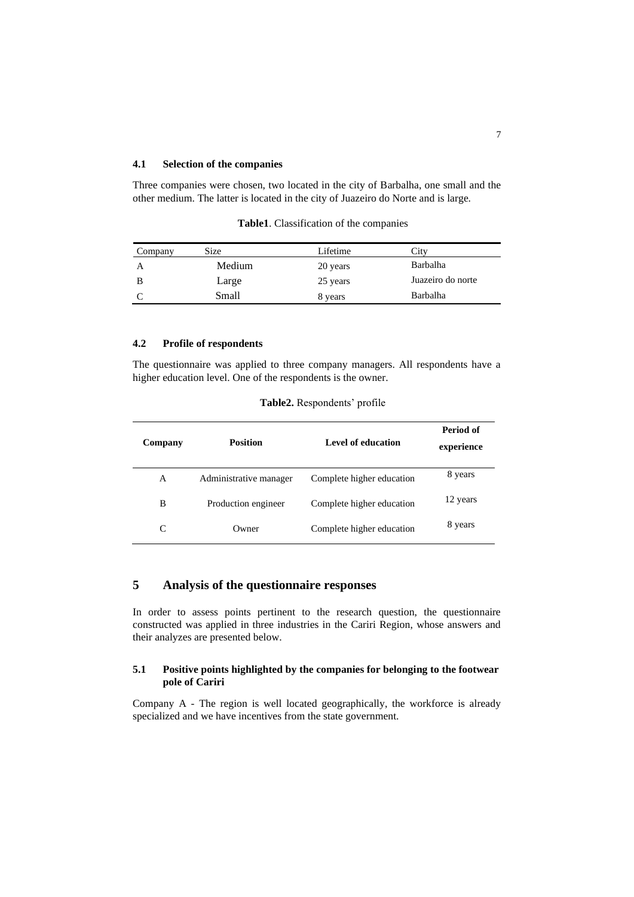### 4.1 Selection of the companies

Three companies were chosen, two located in the city of Barbalha, one small and the other medium. The latter is located in the city of Juazeiro do Norte and is large.

**Table1**. Classification of the companies

| Company | Size | Lifetime | City |
|---|---|---|---|
| A | Medium | 20 years | Barbalha |
| B | Large | 25 years | Juazeiro do norte |
| C | Small | 8 years | Barbalha |

### 4.2 Profile of respondents

The questionnaire was applied to three company managers. All respondents have a higher education level. One of the respondents is the owner.

**Table2.** Respondents' profile

| Company | Position | Level of education | Period of experience |
|---|---|---|---|
| A | Administrative manager | Complete higher education | 8 years |
| B | Production engineer | Complete higher education | 12 years |
| C | Owner | Complete higher education | 8 years |

## 5 Analysis of the questionnaire responses

In order to assess points pertinent to the research question, the questionnaire constructed was applied in three industries in the Cariri Region, whose answers and their analyzes are presented below.

### 5.1 Positive points highlighted by the companies for belonging to the footwear pole of Cariri

Company A - The region is well located geographically, the workforce is already specialized and we have incentives from the state government.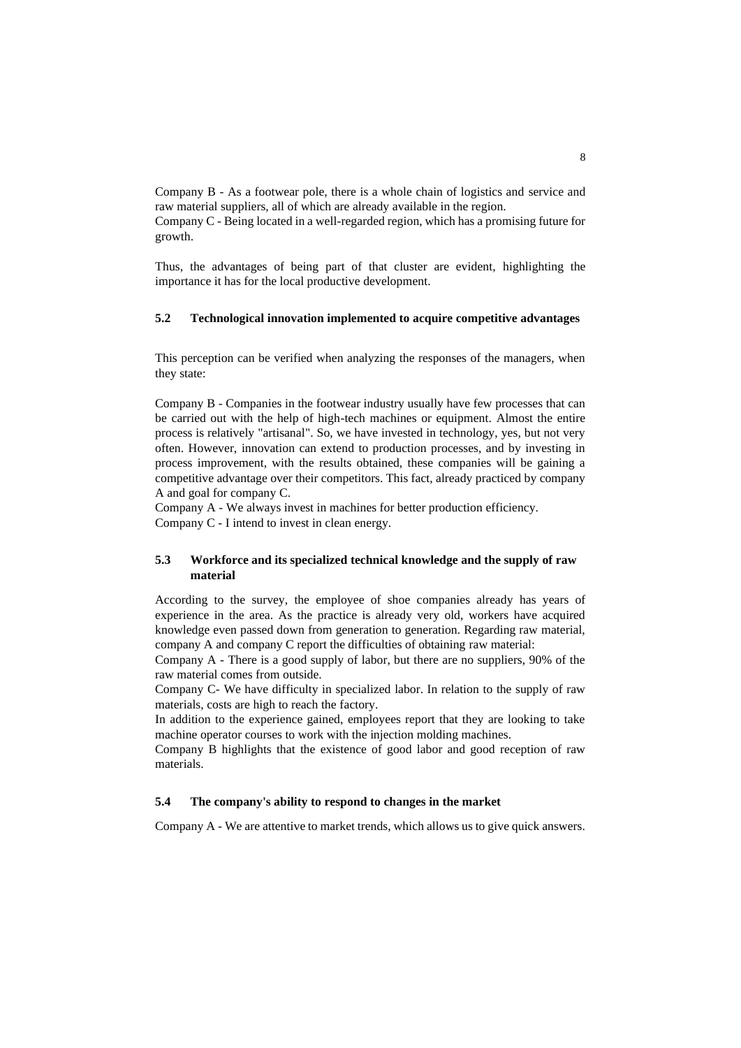Company B - As a footwear pole, there is a whole chain of logistics and service and raw material suppliers, all of which are already available in the region.
Company C - Being located in a well-regarded region, which has a promising future for growth.

Thus, the advantages of being part of that cluster are evident, highlighting the importance it has for the local productive development.

## 5.2 Technological innovation implemented to acquire competitive advantages

This perception can be verified when analyzing the responses of the managers, when they state:

Company B - Companies in the footwear industry usually have few processes that can be carried out with the help of high-tech machines or equipment. Almost the entire process is relatively "artisanal". So, we have invested in technology, yes, but not very often. However, innovation can extend to production processes, and by investing in process improvement, with the results obtained, these companies will be gaining a competitive advantage over their competitors. This fact, already practiced by company A and goal for company C.
Company A - We always invest in machines for better production efficiency.
Company C - I intend to invest in clean energy.

## 5.3 Workforce and its specialized technical knowledge and the supply of raw material

According to the survey, the employee of shoe companies already has years of experience in the area. As the practice is already very old, workers have acquired knowledge even passed down from generation to generation. Regarding raw material, company A and company C report the difficulties of obtaining raw material:
Company A - There is a good supply of labor, but there are no suppliers, 90% of the raw material comes from outside.
Company C- We have difficulty in specialized labor. In relation to the supply of raw materials, costs are high to reach the factory.
In addition to the experience gained, employees report that they are looking to take machine operator courses to work with the injection molding machines.
Company B highlights that the existence of good labor and good reception of raw materials.

## 5.4 The company's ability to respond to changes in the market

Company A - We are attentive to market trends, which allows us to give quick answers.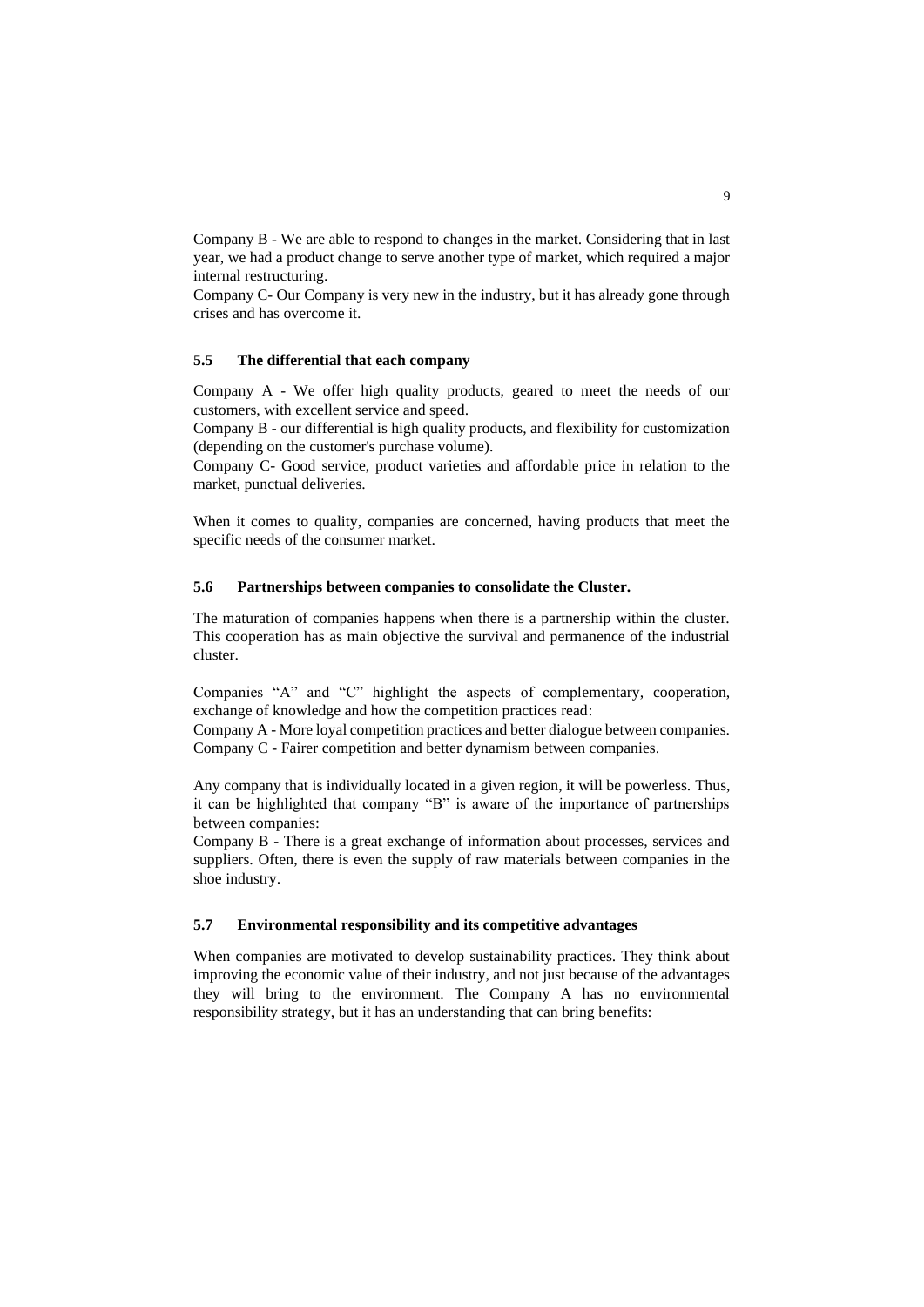Company B - We are able to respond to changes in the market. Considering that in last year, we had a product change to serve another type of market, which required a major internal restructuring.
Company C- Our Company is very new in the industry, but it has already gone through crises and has overcome it.

### 5.5 The differential that each company

Company A - We offer high quality products, geared to meet the needs of our customers, with excellent service and speed.
Company B - our differential is high quality products, and flexibility for customization (depending on the customer's purchase volume).
Company C- Good service, product varieties and affordable price in relation to the market, punctual deliveries.

When it comes to quality, companies are concerned, having products that meet the specific needs of the consumer market.

### 5.6 Partnerships between companies to consolidate the Cluster.

The maturation of companies happens when there is a partnership within the cluster. This cooperation has as main objective the survival and permanence of the industrial cluster.

Companies "A" and "C" highlight the aspects of complementary, cooperation, exchange of knowledge and how the competition practices read:
Company A - More loyal competition practices and better dialogue between companies.
Company C - Fairer competition and better dynamism between companies.

Any company that is individually located in a given region, it will be powerless. Thus, it can be highlighted that company "B" is aware of the importance of partnerships between companies:
Company B - There is a great exchange of information about processes, services and suppliers. Often, there is even the supply of raw materials between companies in the shoe industry.

### 5.7 Environmental responsibility and its competitive advantages

When companies are motivated to develop sustainability practices. They think about improving the economic value of their industry, and not just because of the advantages they will bring to the environment. The Company A has no environmental responsibility strategy, but it has an understanding that can bring benefits: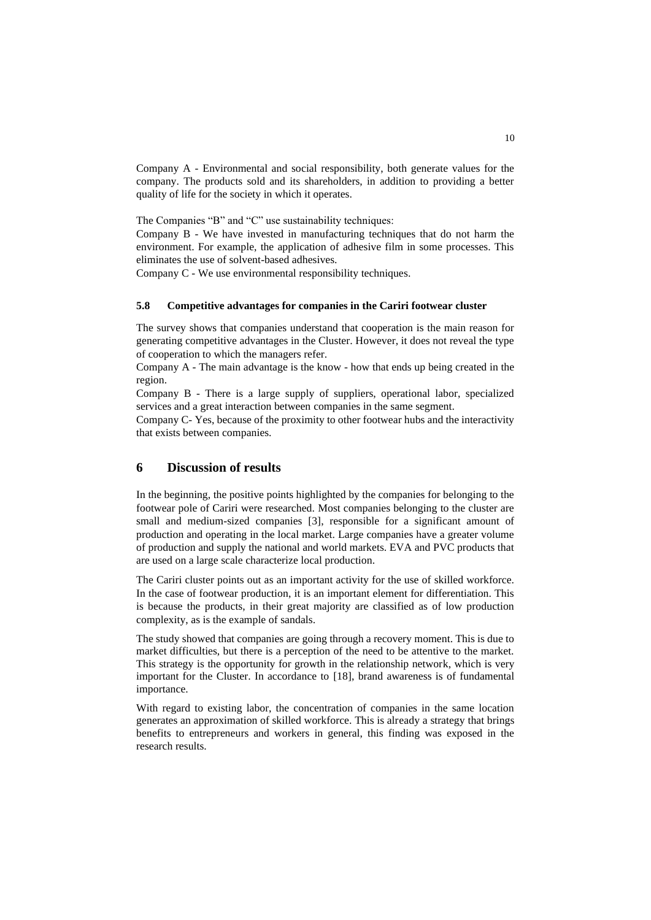Company A - Environmental and social responsibility, both generate values for the company. The products sold and its shareholders, in addition to providing a better quality of life for the society in which it operates.

The Companies "B" and "C" use sustainability techniques:

Company B - We have invested in manufacturing techniques that do not harm the environment. For example, the application of adhesive film in some processes. This eliminates the use of solvent-based adhesives.

Company C - We use environmental responsibility techniques.

### 5.8 Competitive advantages for companies in the Cariri footwear cluster

The survey shows that companies understand that cooperation is the main reason for generating competitive advantages in the Cluster. However, it does not reveal the type of cooperation to which the managers refer.

Company A - The main advantage is the know - how that ends up being created in the region.

Company B - There is a large supply of suppliers, operational labor, specialized services and a great interaction between companies in the same segment.

Company C- Yes, because of the proximity to other footwear hubs and the interactivity that exists between companies.

## 6 Discussion of results

In the beginning, the positive points highlighted by the companies for belonging to the footwear pole of Cariri were researched. Most companies belonging to the cluster are small and medium-sized companies [3], responsible for a significant amount of production and operating in the local market. Large companies have a greater volume of production and supply the national and world markets. EVA and PVC products that are used on a large scale characterize local production.

The Cariri cluster points out as an important activity for the use of skilled workforce. In the case of footwear production, it is an important element for differentiation. This is because the products, in their great majority are classified as of low production complexity, as is the example of sandals.

The study showed that companies are going through a recovery moment. This is due to market difficulties, but there is a perception of the need to be attentive to the market. This strategy is the opportunity for growth in the relationship network, which is very important for the Cluster. In accordance to [18], brand awareness is of fundamental importance.

With regard to existing labor, the concentration of companies in the same location generates an approximation of skilled workforce. This is already a strategy that brings benefits to entrepreneurs and workers in general, this finding was exposed in the research results.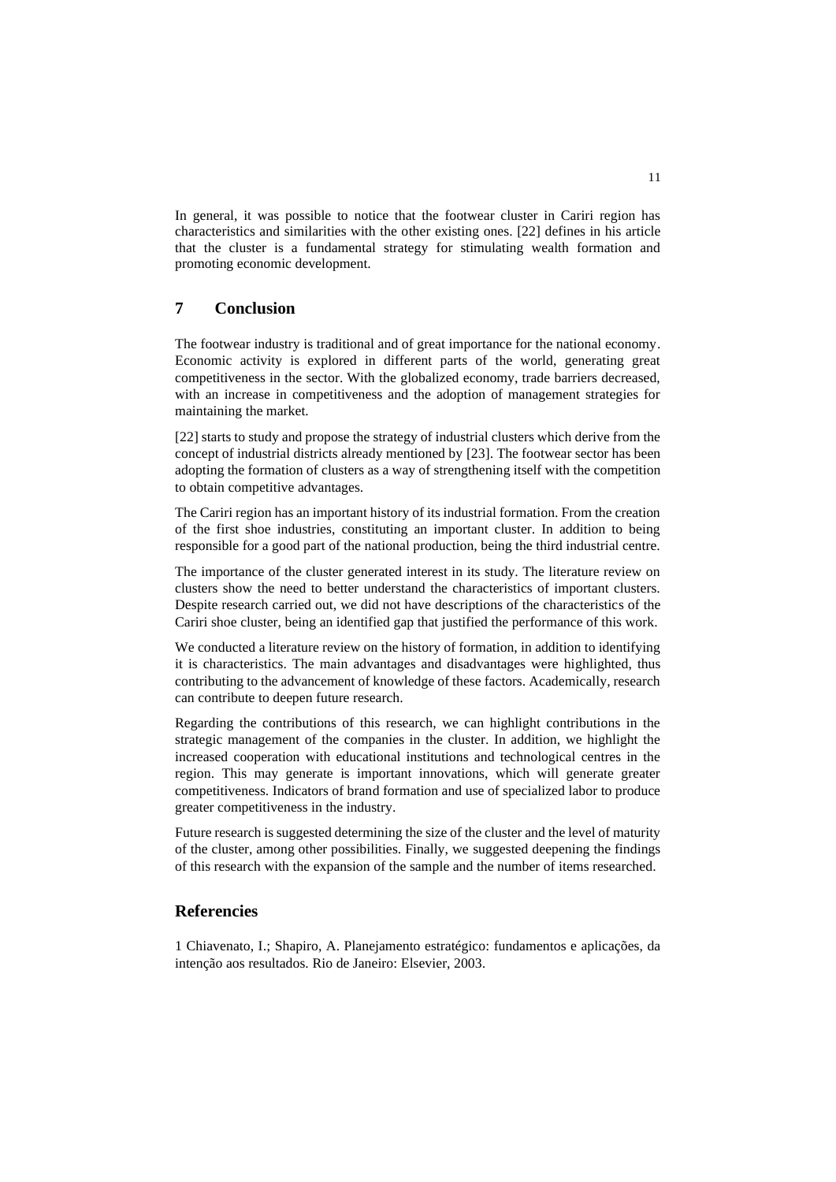In general, it was possible to notice that the footwear cluster in Cariri region has characteristics and similarities with the other existing ones. [22] defines in his article that the cluster is a fundamental strategy for stimulating wealth formation and promoting economic development.

## 7 Conclusion

The footwear industry is traditional and of great importance for the national economy. Economic activity is explored in different parts of the world, generating great competitiveness in the sector. With the globalized economy, trade barriers decreased, with an increase in competitiveness and the adoption of management strategies for maintaining the market.

[22] starts to study and propose the strategy of industrial clusters which derive from the concept of industrial districts already mentioned by [23]. The footwear sector has been adopting the formation of clusters as a way of strengthening itself with the competition to obtain competitive advantages.

The Cariri region has an important history of its industrial formation. From the creation of the first shoe industries, constituting an important cluster. In addition to being responsible for a good part of the national production, being the third industrial centre.

The importance of the cluster generated interest in its study. The literature review on clusters show the need to better understand the characteristics of important clusters. Despite research carried out, we did not have descriptions of the characteristics of the Cariri shoe cluster, being an identified gap that justified the performance of this work.

We conducted a literature review on the history of formation, in addition to identifying it is characteristics. The main advantages and disadvantages were highlighted, thus contributing to the advancement of knowledge of these factors. Academically, research can contribute to deepen future research.

Regarding the contributions of this research, we can highlight contributions in the strategic management of the companies in the cluster. In addition, we highlight the increased cooperation with educational institutions and technological centres in the region. This may generate is important innovations, which will generate greater competitiveness. Indicators of brand formation and use of specialized labor to produce greater competitiveness in the industry.

Future research is suggested determining the size of the cluster and the level of maturity of the cluster, among other possibilities. Finally, we suggested deepening the findings of this research with the expansion of the sample and the number of items researched.

## Referencies

1 Chiavenato, I.; Shapiro, A. Planejamento estratégico: fundamentos e aplicações, da intenção aos resultados. Rio de Janeiro: Elsevier, 2003.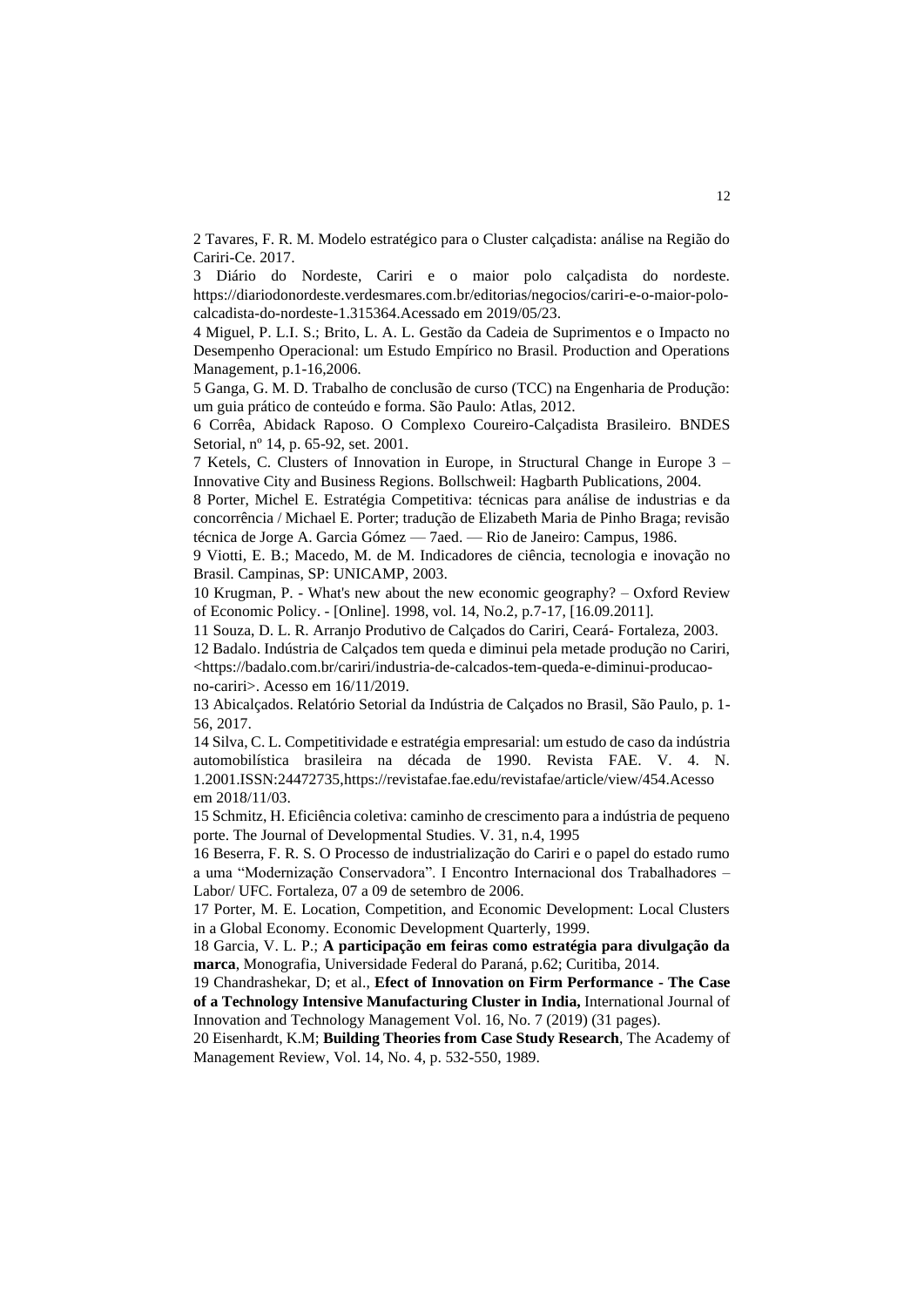2 Tavares, F. R. M. Modelo estratégico para o Cluster calçadista: análise na Região do Cariri-Ce. 2017.

3 Diário do Nordeste, Cariri e o maior polo calçadista do nordeste. https://diariodonordeste.verdesmares.com.br/editorias/negocios/cariri-e-o-maior-polo-calcadista-do-nordeste-1.315364.Acessado em 2019/05/23.

4 Miguel, P. L.I. S.; Brito, L. A. L. Gestão da Cadeia de Suprimentos e o Impacto no Desempenho Operacional: um Estudo Empírico no Brasil. Production and Operations Management, p.1-16,2006.

5 Ganga, G. M. D. Trabalho de conclusão de curso (TCC) na Engenharia de Produção: um guia prático de conteúdo e forma. São Paulo: Atlas, 2012.

6 Corrêa, Abidack Raposo. O Complexo Coureiro-Calçadista Brasileiro. BNDES Setorial, nº 14, p. 65-92, set. 2001.

7 Ketels, C. Clusters of Innovation in Europe, in Structural Change in Europe 3 – Innovative City and Business Regions. Bollschweil: Hagbarth Publications, 2004.

8 Porter, Michel E. Estratégia Competitiva: técnicas para análise de industrias e da concorrência / Michael E. Porter; tradução de Elizabeth Maria de Pinho Braga; revisão técnica de Jorge A. Garcia Gómez — 7aed. — Rio de Janeiro: Campus, 1986.

9 Viotti, E. B.; Macedo, M. de M. Indicadores de ciência, tecnologia e inovação no Brasil. Campinas, SP: UNICAMP, 2003.

10 Krugman, P. - What's new about the new economic geography? – Oxford Review of Economic Policy. - [Online]. 1998, vol. 14, No.2, p.7-17, [16.09.2011].

11 Souza, D. L. R. Arranjo Produtivo de Calçados do Cariri, Ceará- Fortaleza, 2003.

12 Badalo. Indústria de Calçados tem queda e diminui pela metade produção no Cariri, <https://badalo.com.br/cariri/industria-de-calcados-tem-queda-e-diminui-producao-no-cariri>. Acesso em 16/11/2019.

13 Abicalçados. Relatório Setorial da Indústria de Calçados no Brasil, São Paulo, p. 1-56, 2017.

14 Silva, C. L. Competitividade e estratégia empresarial: um estudo de caso da indústria automobilística brasileira na década de 1990. Revista FAE. V. 4. N. 1.2001.ISSN:24472735,https://revistafae.fae.edu/revistafae/article/view/454.Acesso em 2018/11/03.

15 Schmitz, H. Eficiência coletiva: caminho de crescimento para a indústria de pequeno porte. The Journal of Developmental Studies. V. 31, n.4, 1995

16 Beserra, F. R. S. O Processo de industrialização do Cariri e o papel do estado rumo a uma "Modernização Conservadora". I Encontro Internacional dos Trabalhadores – Labor/ UFC. Fortaleza, 07 a 09 de setembro de 2006.

17 Porter, M. E. Location, Competition, and Economic Development: Local Clusters in a Global Economy. Economic Development Quarterly, 1999.

18 Garcia, V. L. P.; **A participação em feiras como estratégia para divulgação da marca**, Monografia, Universidade Federal do Paraná, p.62; Curitiba, 2014.

19 Chandrashekar, D; et al., **Efect of Innovation on Firm Performance - The Case of a Technology Intensive Manufacturing Cluster in India,** International Journal of Innovation and Technology Management Vol. 16, No. 7 (2019) (31 pages).

20 Eisenhardt, K.M; **Building Theories from Case Study Research**, The Academy of Management Review, Vol. 14, No. 4, p. 532-550, 1989.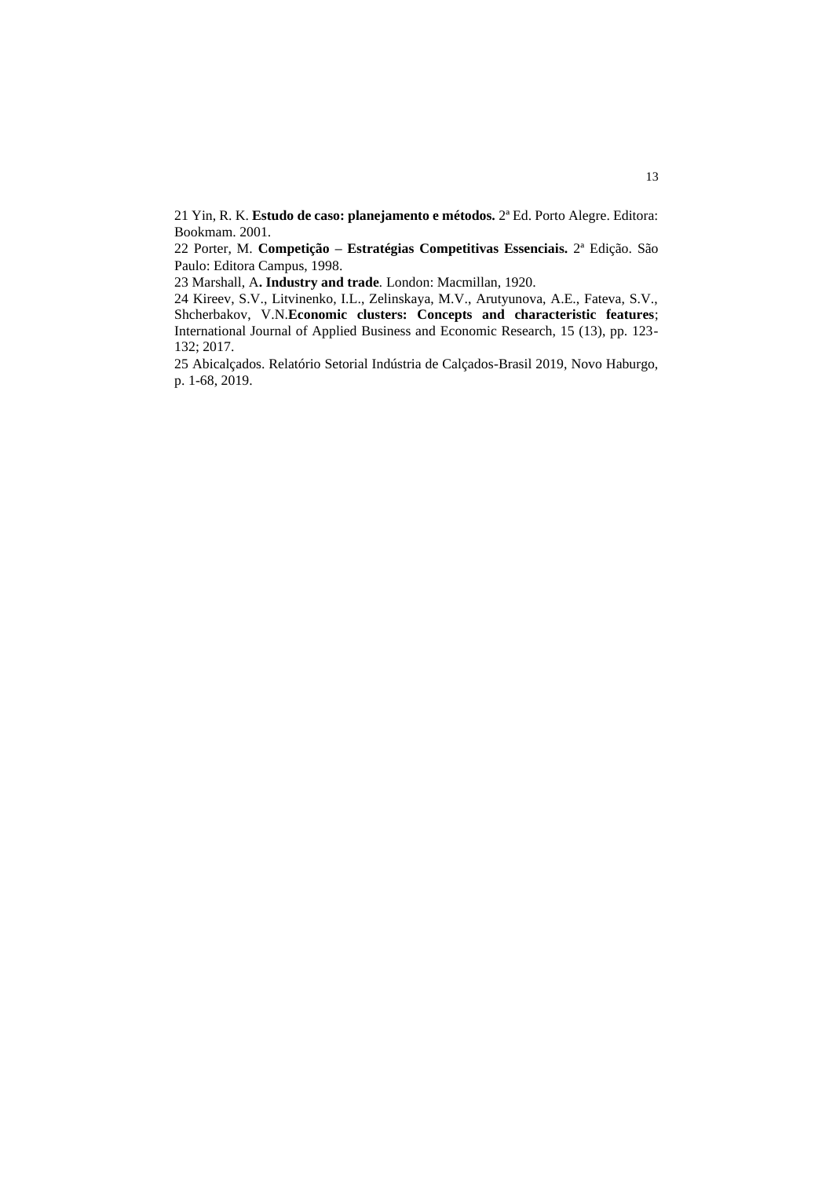21 Yin, R. K. **Estudo de caso: planejamento e métodos.** 2ª Ed. Porto Alegre. Editora: Bookmam. 2001.

22 Porter, M. **Competição – Estratégias Competitivas Essenciais.** 2ª Edição. São Paulo: Editora Campus, 1998.

23 Marshall, A**. Industry and trade**. London: Macmillan, 1920.

24 Kireev, S.V., Litvinenko, I.L., Zelinskaya, M.V., Arutyunova, A.E., Fateva, S.V., Shcherbakov, V.N.**Economic clusters: Concepts and characteristic features**; International Journal of Applied Business and Economic Research, 15 (13), pp. 123-132; 2017.

25 Abicalçados. Relatório Setorial Indústria de Calçados-Brasil 2019, Novo Haburgo, p. 1-68, 2019.